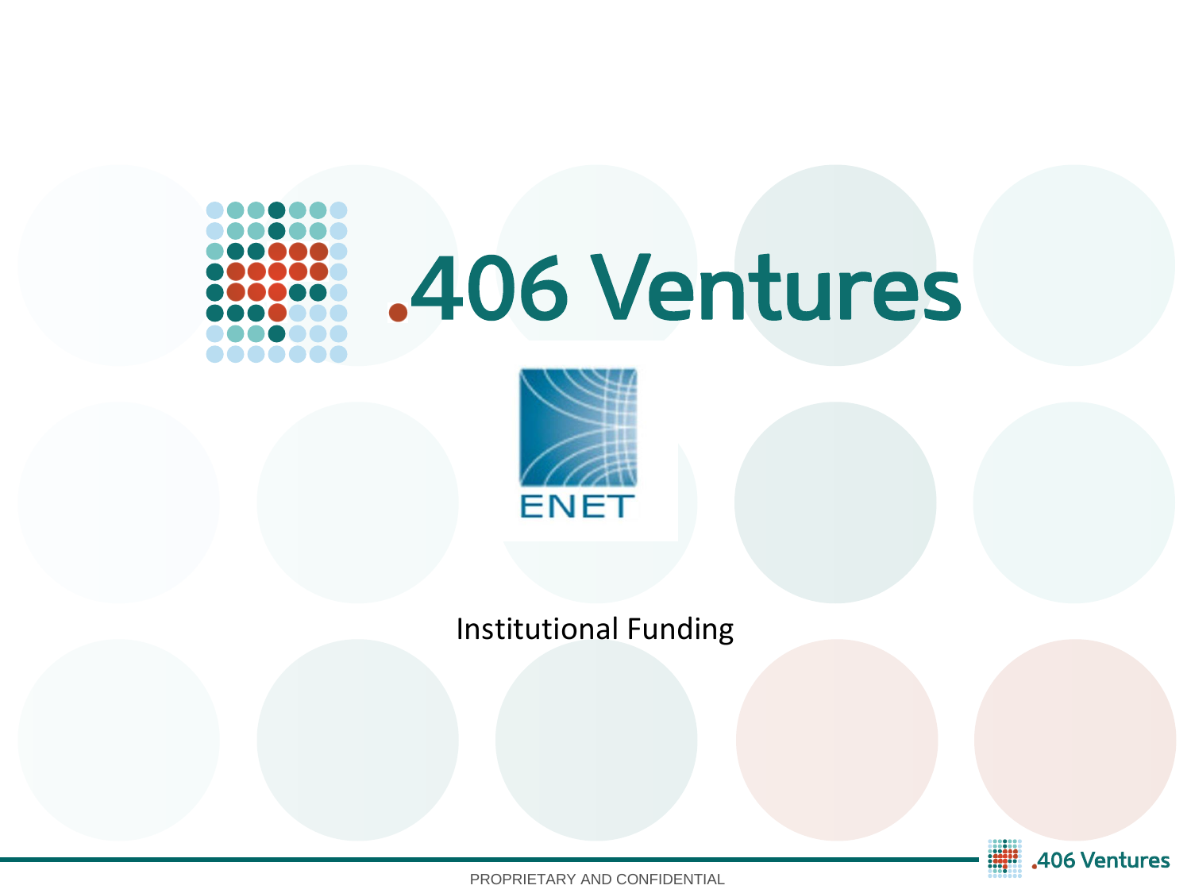# .406 Ventures

ENET

Institutional Funding

PROPRIETARY AND CONFIDENTIAL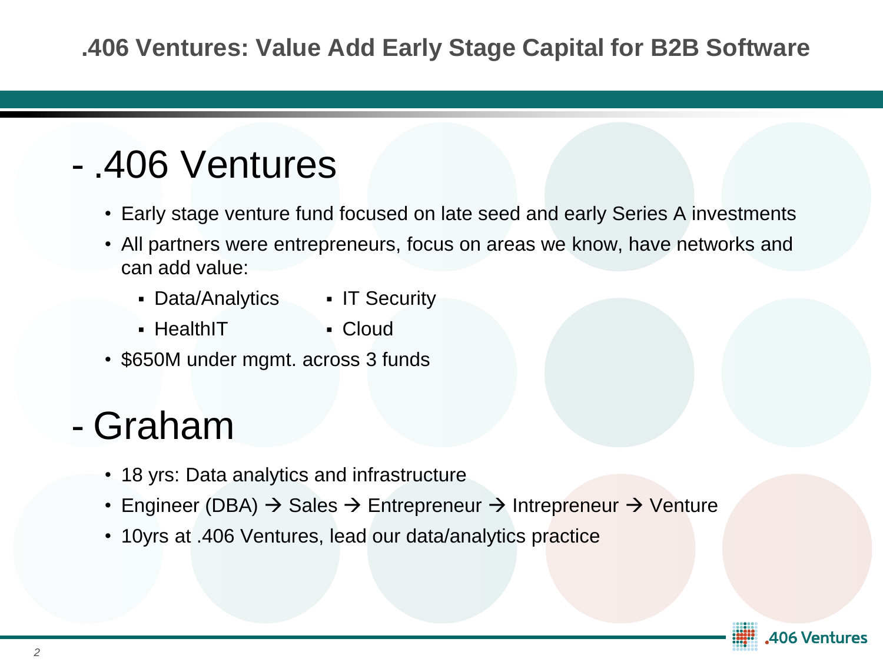# .406 Ventures: Value Add Early Stage Capital for B2B Software

## - .406 Ventures

- Early stage venture fund focused on late seed and early Series A investments
- All partners were entrepreneurs, focus on areas we know, have networks and can add value:
  - Data/Analytics
  - IT Security
  - HealthIT
  - Cloud
- $650M under mgmt. across 3 funds

## - Graham

- 18 yrs: Data analytics and infrastructure
- Engineer (DBA) → Sales → Entrepreneur → Intrepreneur → Venture
- 10yrs at .406 Ventures, lead our data/analytics practice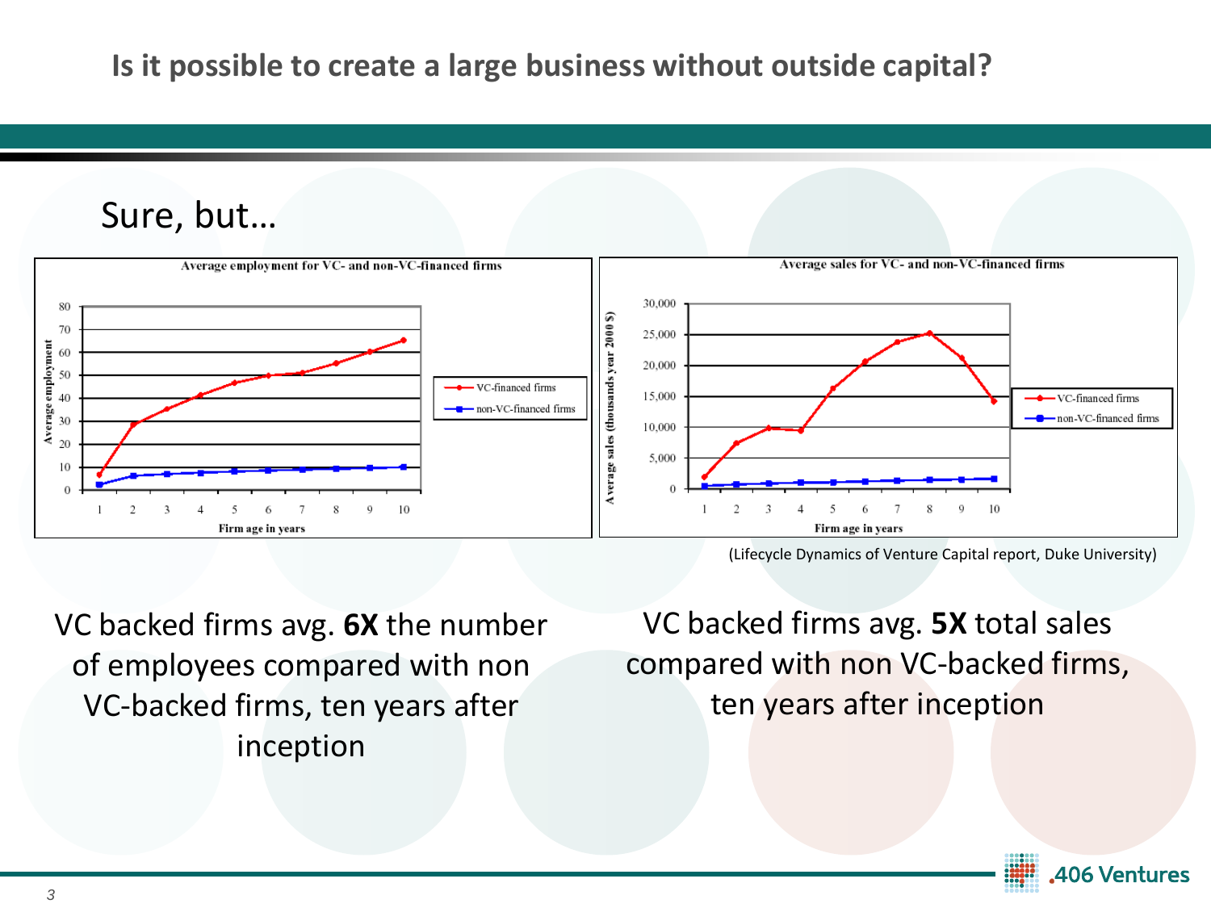# Is it possible to create a large business without outside capital?

Sure, but…

**Average employment for VC- and non-VC-financed firms**

**Average sales for VC- and non-VC-financed firms**

(Lifecycle Dynamics of Venture Capital report, Duke University)

VC backed firms avg. **6X** the number of employees compared with non VC-backed firms, ten years after inception

VC backed firms avg. **5X** total sales compared with non VC-backed firms, ten years after inception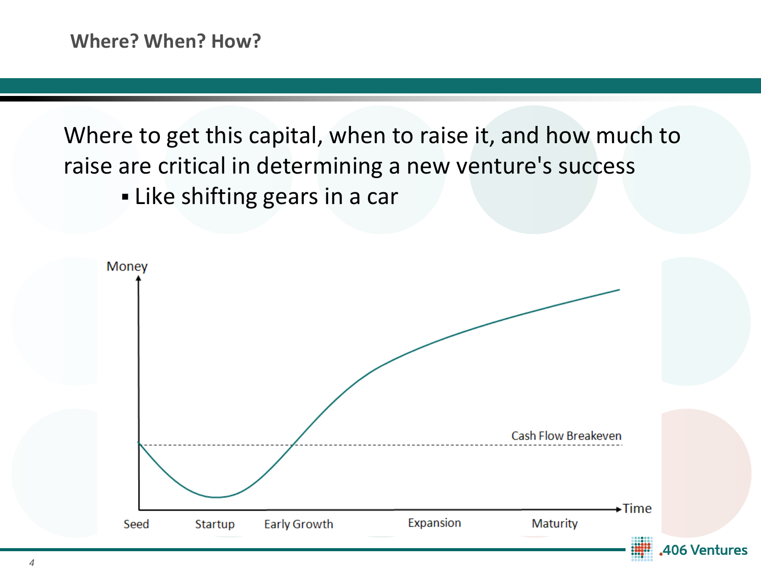## Where? When? How?

Where to get this capital, when to raise it, and how much to raise are critical in determining a new venture's success

- Like shifting gears in a car

Money

Cash Flow Breakeven

Time

Seed | Startup | Early Growth | Expansion | Maturity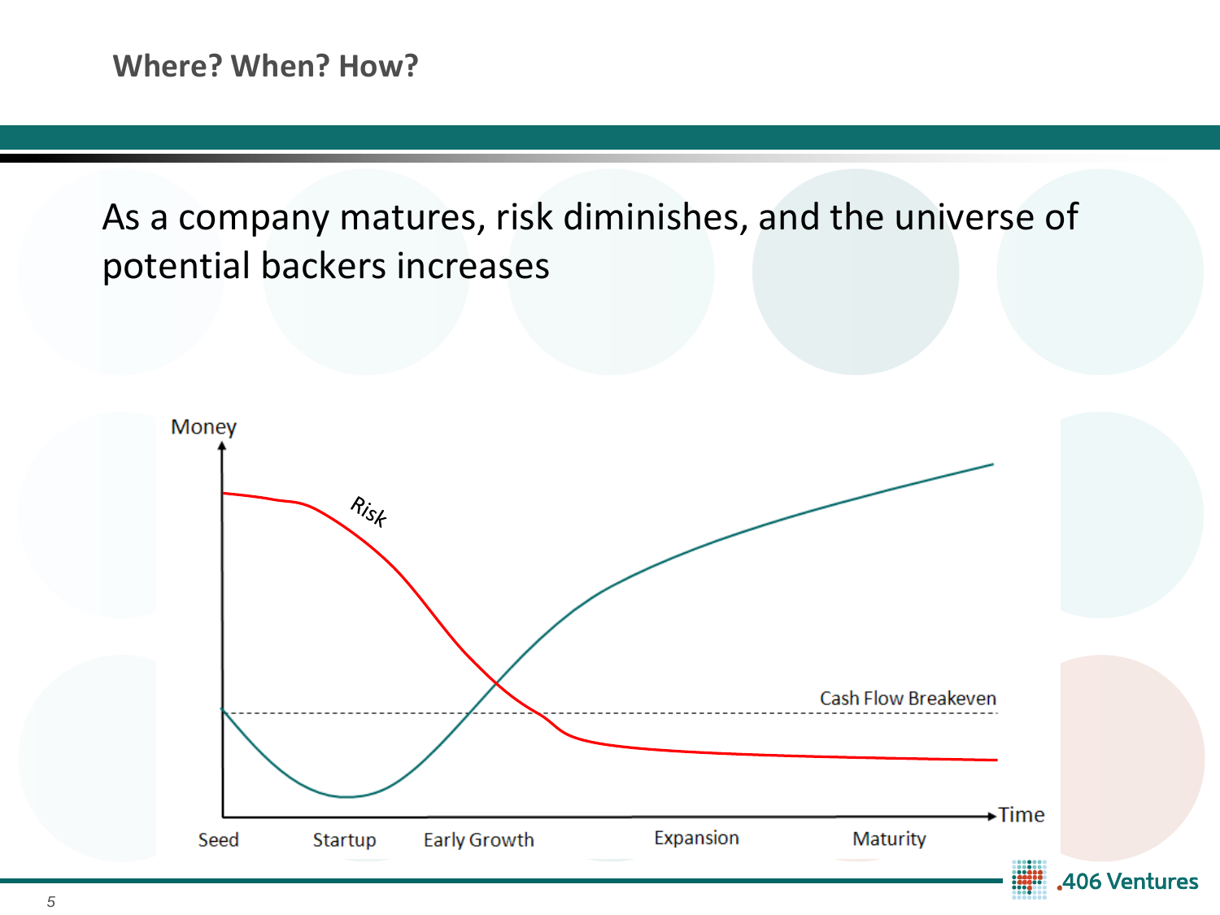## Where? When? How?

As a company matures, risk diminishes, and the universe of potential backers increases

Money

Risk

Cash Flow Breakeven

Time

Seed | Startup | Early Growth | Expansion | Maturity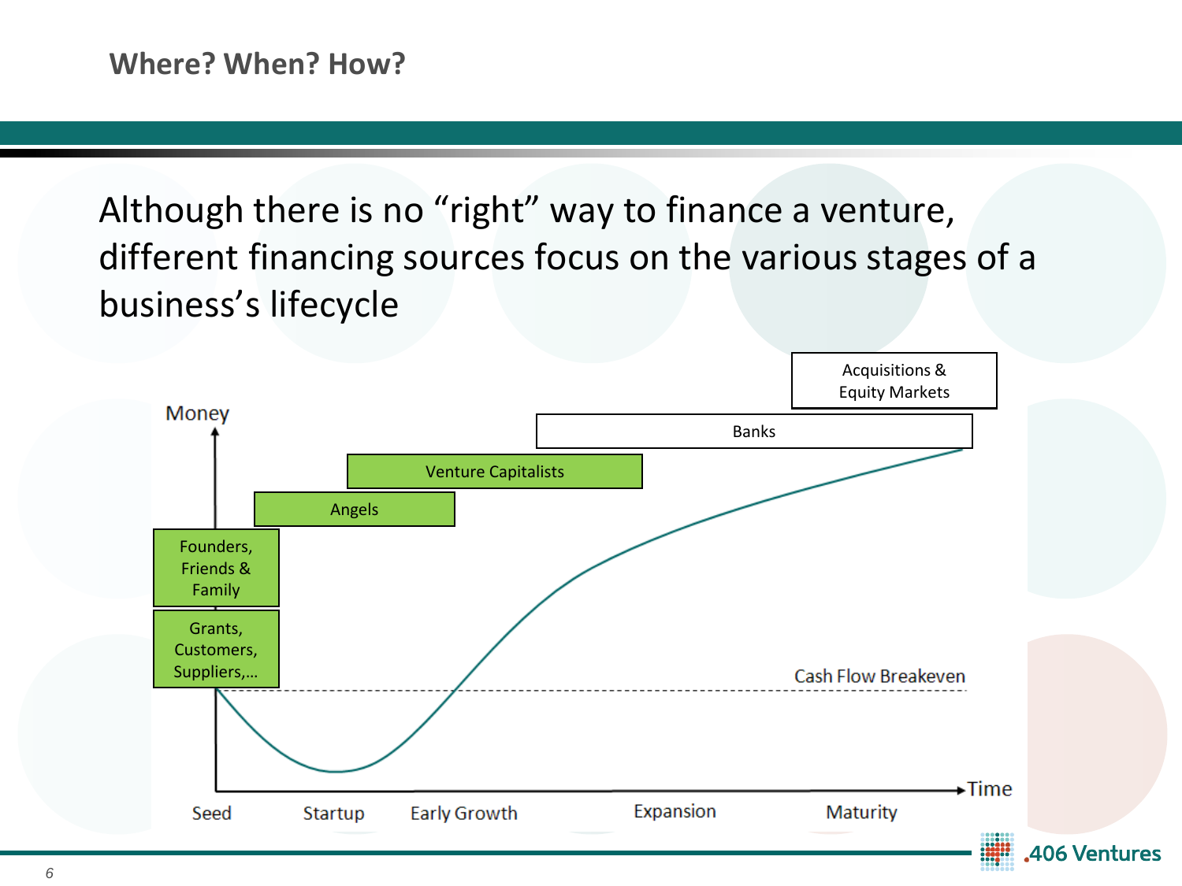## Where? When? How?

Although there is no "right" way to finance a venture, different financing sources focus on the various stages of a business's lifecycle

Acquisitions & Equity Markets

Banks

Venture Capitalists

Angels

Founders, Friends & Family

Grants, Customers, Suppliers,…

Money

Cash Flow Breakeven

Time

Seed | Startup | Early Growth | Expansion | Maturity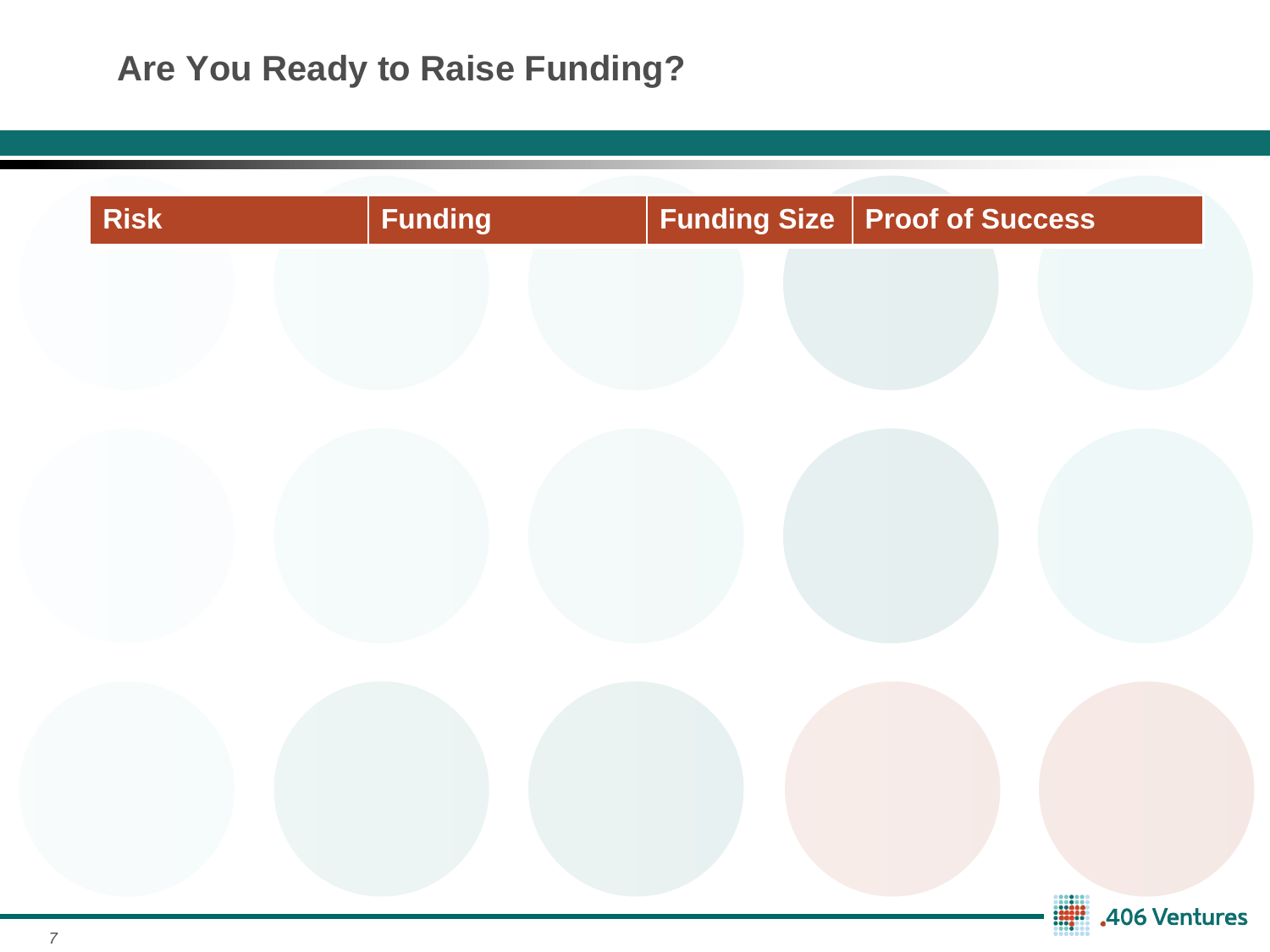## Are You Ready to Raise Funding?

| Risk | Funding | Funding Size | Proof of Success |
| --- | --- | --- | --- |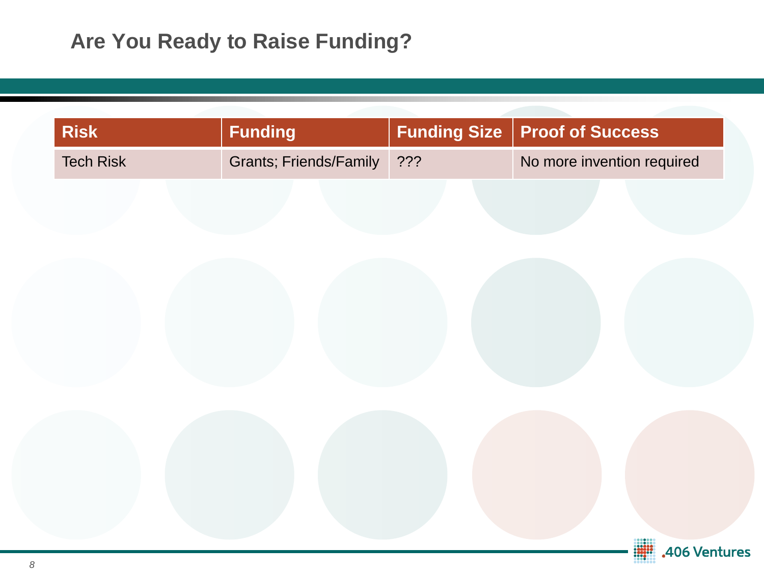## Are You Ready to Raise Funding?

| Risk | Funding | Funding Size | Proof of Success |
| --- | --- | --- | --- |
| Tech Risk | Grants; Friends/Family | ??? | No more invention required |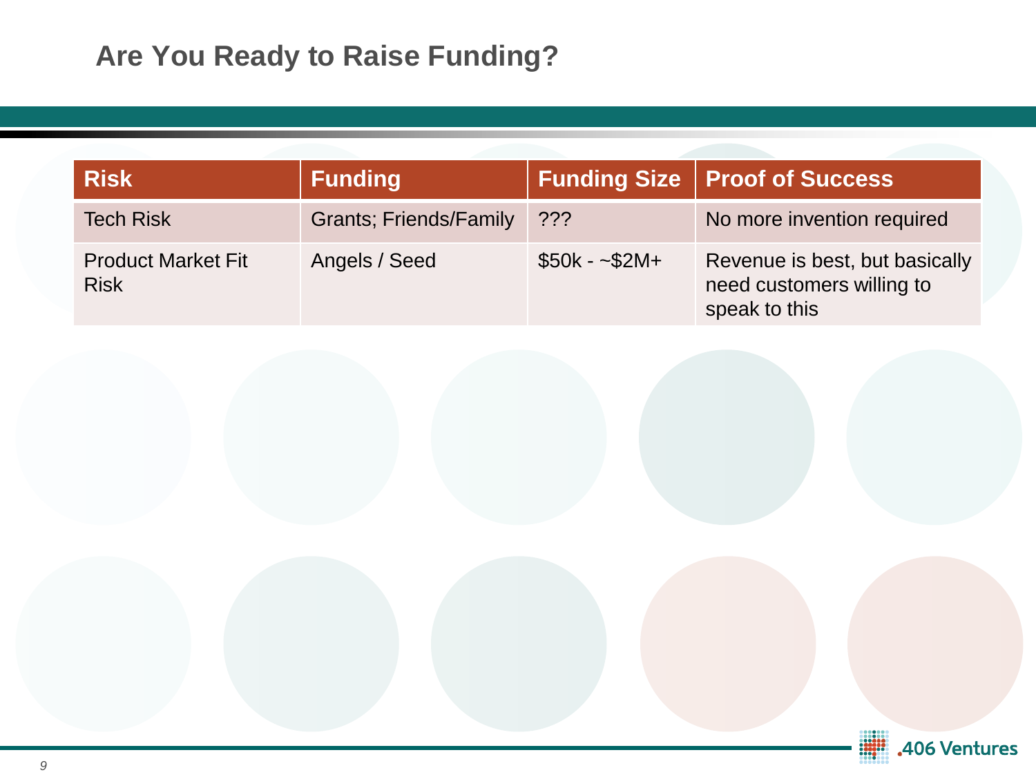## Are You Ready to Raise Funding?

| Risk | Funding | Funding Size | Proof of Success |
| --- | --- | --- | --- |
| Tech Risk | Grants; Friends/Family | ??? | No more invention required |
| Product Market Fit Risk | Angels / Seed | $50k - ~$2M+ | Revenue is best, but basically need customers willing to speak to this |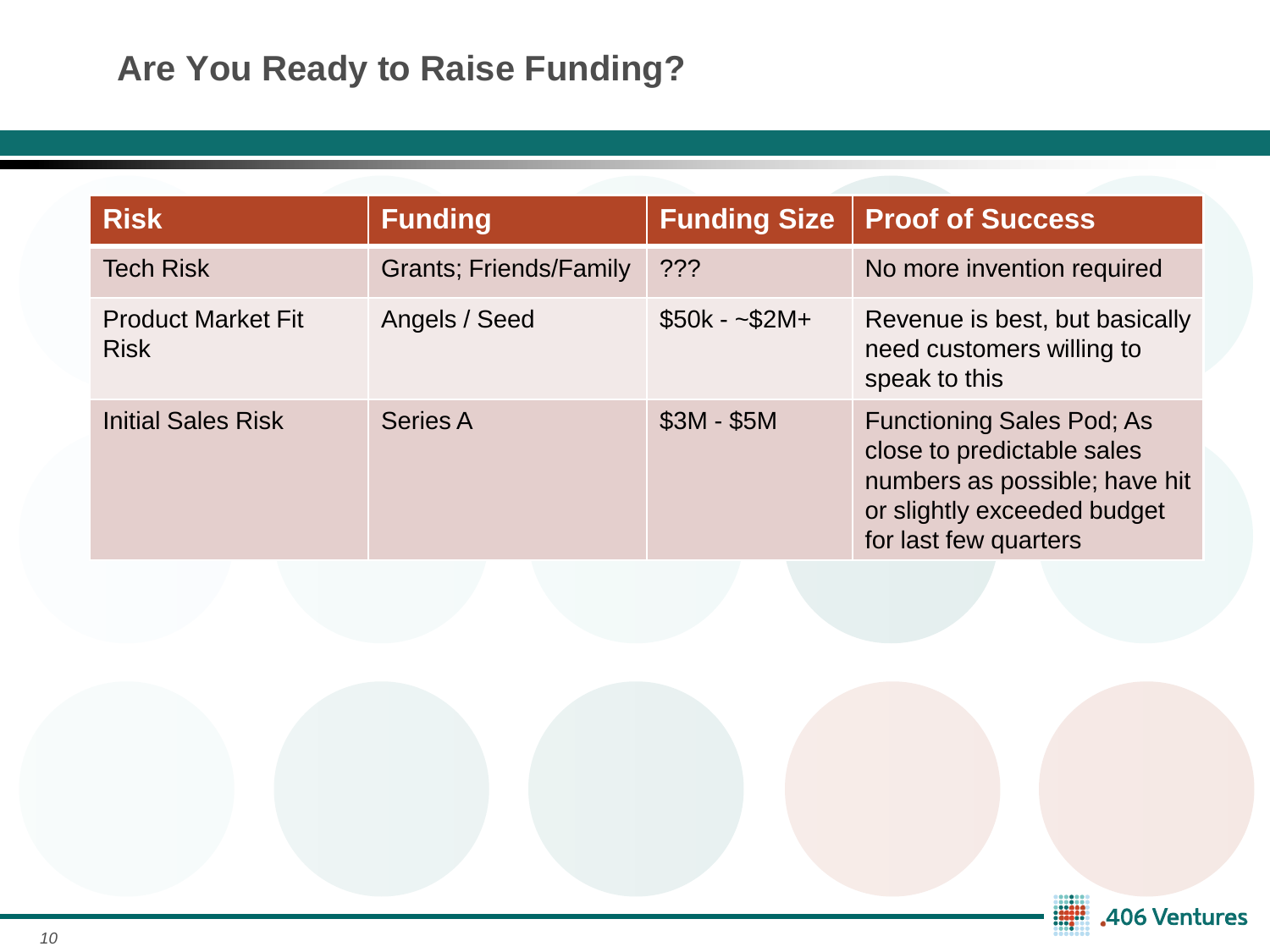## Are You Ready to Raise Funding?

| Risk | Funding | Funding Size | Proof of Success |
|---|---|---|---|
| Tech Risk | Grants; Friends/Family | ??? | No more invention required |
| Product Market Fit Risk | Angels / Seed | $50k - ~$2M+ | Revenue is best, but basically need customers willing to speak to this |
| Initial Sales Risk | Series A | $3M - $5M | Functioning Sales Pod; As close to predictable sales numbers as possible; have hit or slightly exceeded budget for last few quarters |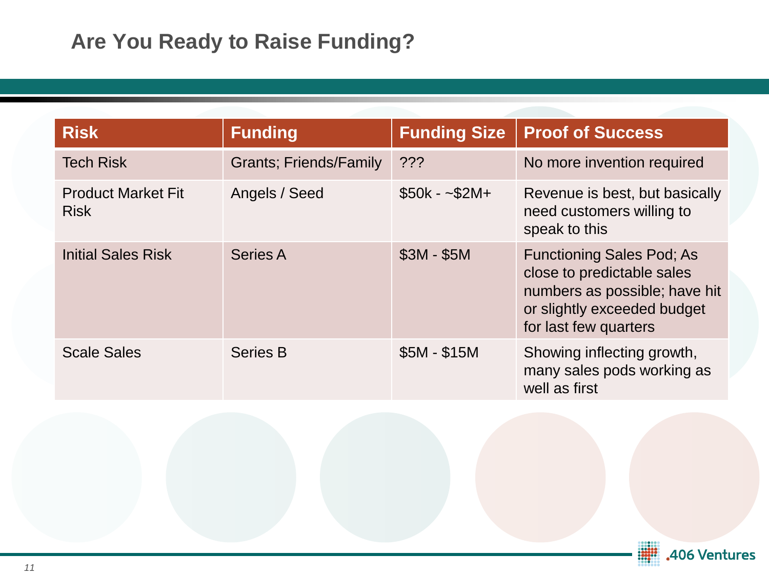## Are You Ready to Raise Funding?

| Risk | Funding | Funding Size | Proof of Success |
|---|---|---|---|
| Tech Risk | Grants; Friends/Family | ??? | No more invention required |
| Product Market Fit Risk | Angels / Seed | $50k - ~$2M+ | Revenue is best, but basically need customers willing to speak to this |
| Initial Sales Risk | Series A | $3M - $5M | Functioning Sales Pod; As close to predictable sales numbers as possible; have hit or slightly exceeded budget for last few quarters |
| Scale Sales | Series B | $5M - $15M | Showing inflecting growth, many sales pods working as well as first |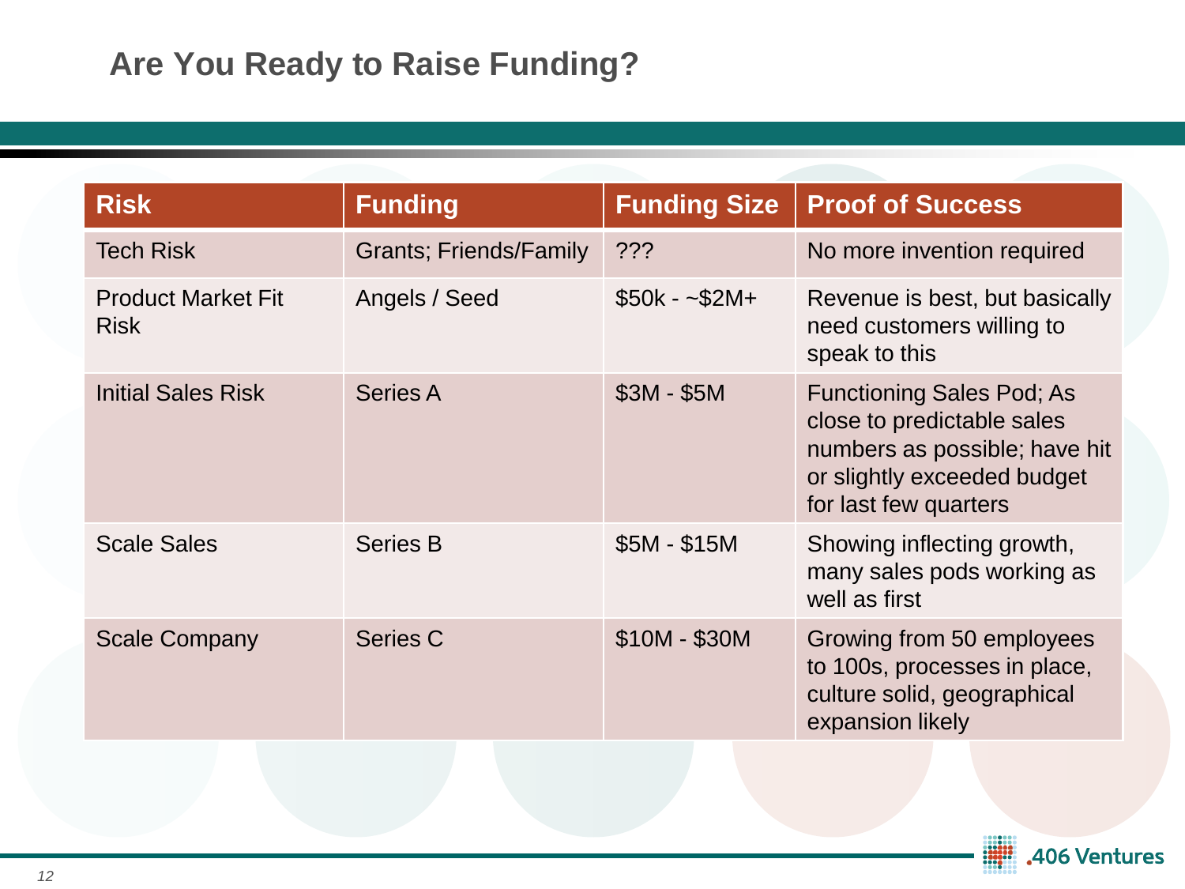## Are You Ready to Raise Funding?

| Risk | Funding | Funding Size | Proof of Success |
|---|---|---|---|
| Tech Risk | Grants; Friends/Family | ??? | No more invention required |
| Product Market Fit Risk | Angels / Seed | $50k - ~$2M+ | Revenue is best, but basically need customers willing to speak to this |
| Initial Sales Risk | Series A | $3M - $5M | Functioning Sales Pod; As close to predictable sales numbers as possible; have hit or slightly exceeded budget for last few quarters |
| Scale Sales | Series B | $5M - $15M | Showing inflecting growth, many sales pods working as well as first |
| Scale Company | Series C | $10M - $30M | Growing from 50 employees to 100s, processes in place, culture solid, geographical expansion likely |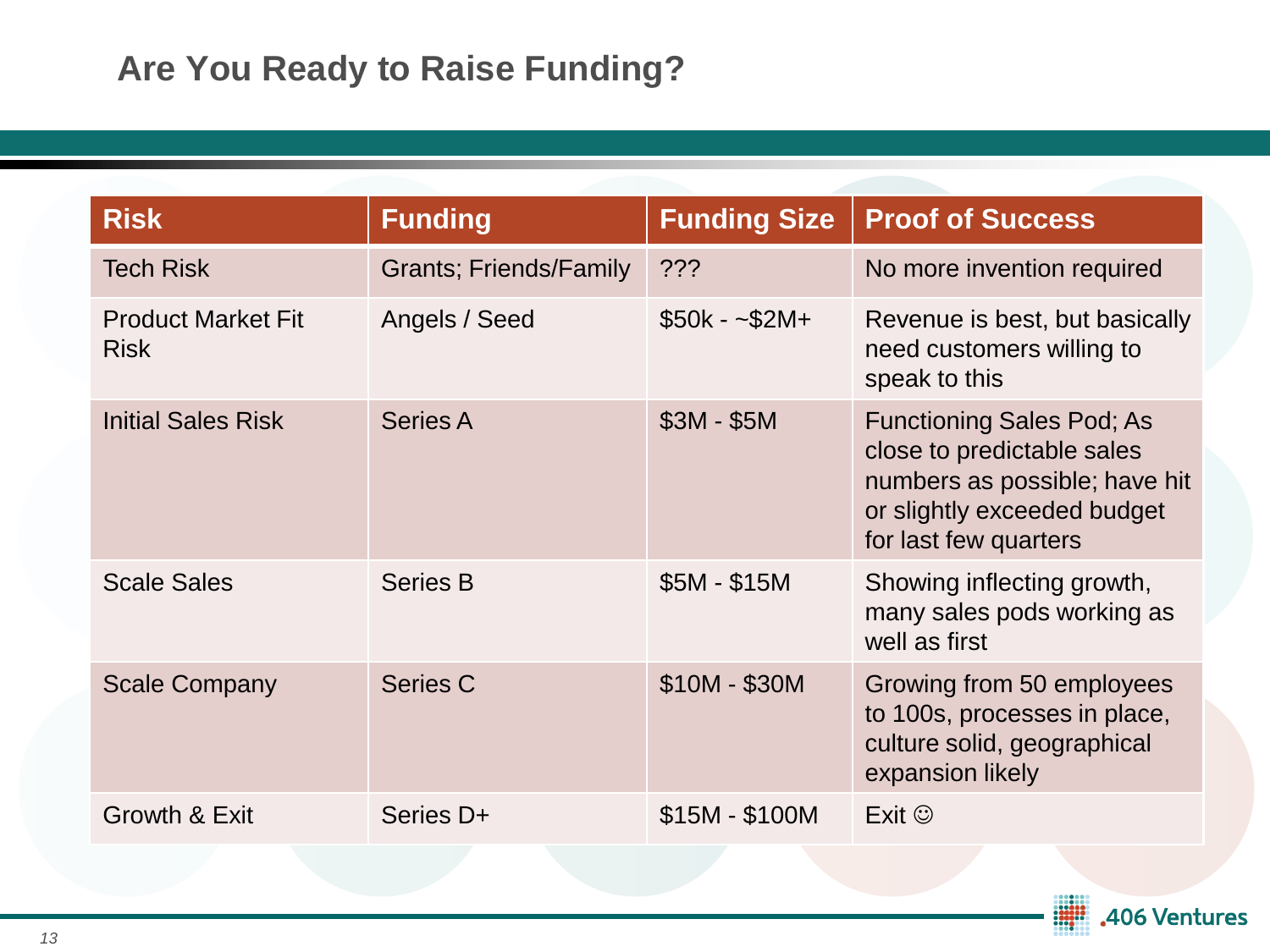# Are You Ready to Raise Funding?

| Risk | Funding | Funding Size | Proof of Success |
|---|---|---|---|
| Tech Risk | Grants; Friends/Family | ??? | No more invention required |
| Product Market Fit Risk | Angels / Seed | $50k - ~$2M+ | Revenue is best, but basically need customers willing to speak to this |
| Initial Sales Risk | Series A | $3M - $5M | Functioning Sales Pod; As close to predictable sales numbers as possible; have hit or slightly exceeded budget for last few quarters |
| Scale Sales | Series B | $5M - $15M | Showing inflecting growth, many sales pods working as well as first |
| Scale Company | Series C | $10M - $30M | Growing from 50 employees to 100s, processes in place, culture solid, geographical expansion likely |
| Growth & Exit | Series D+ | $15M - $100M | Exit ☺ |

.406 Ventures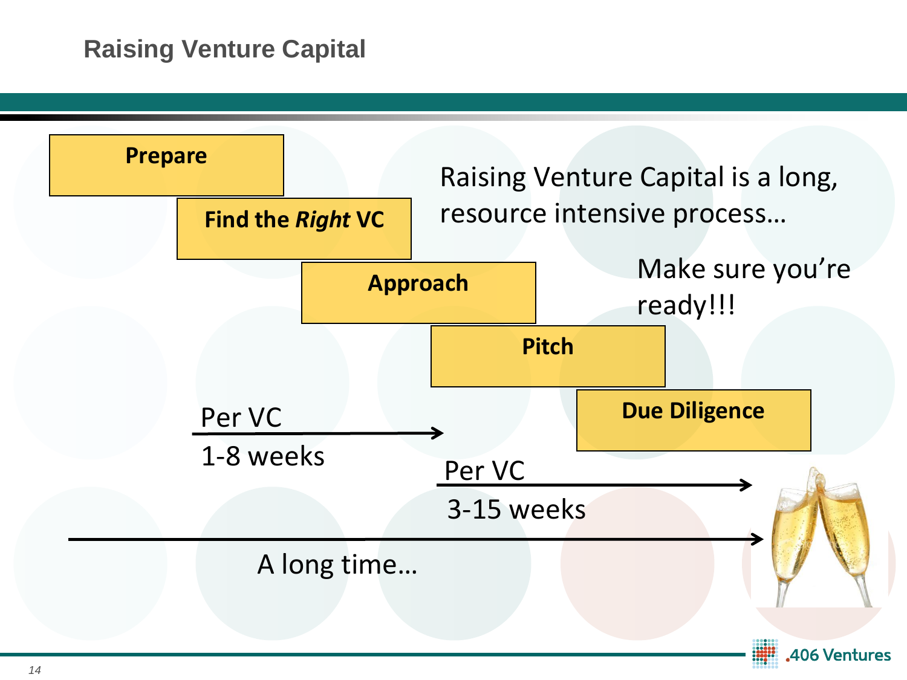# Raising Venture Capital

**Prepare**

**Find the *Right* VC**

**Approach**

**Pitch**

**Due Diligence**

Raising Venture Capital is a long, resource intensive process…

Make sure you're ready!!!

Per VC
1-8 weeks

Per VC
3-15 weeks

A long time…

.406 Ventures